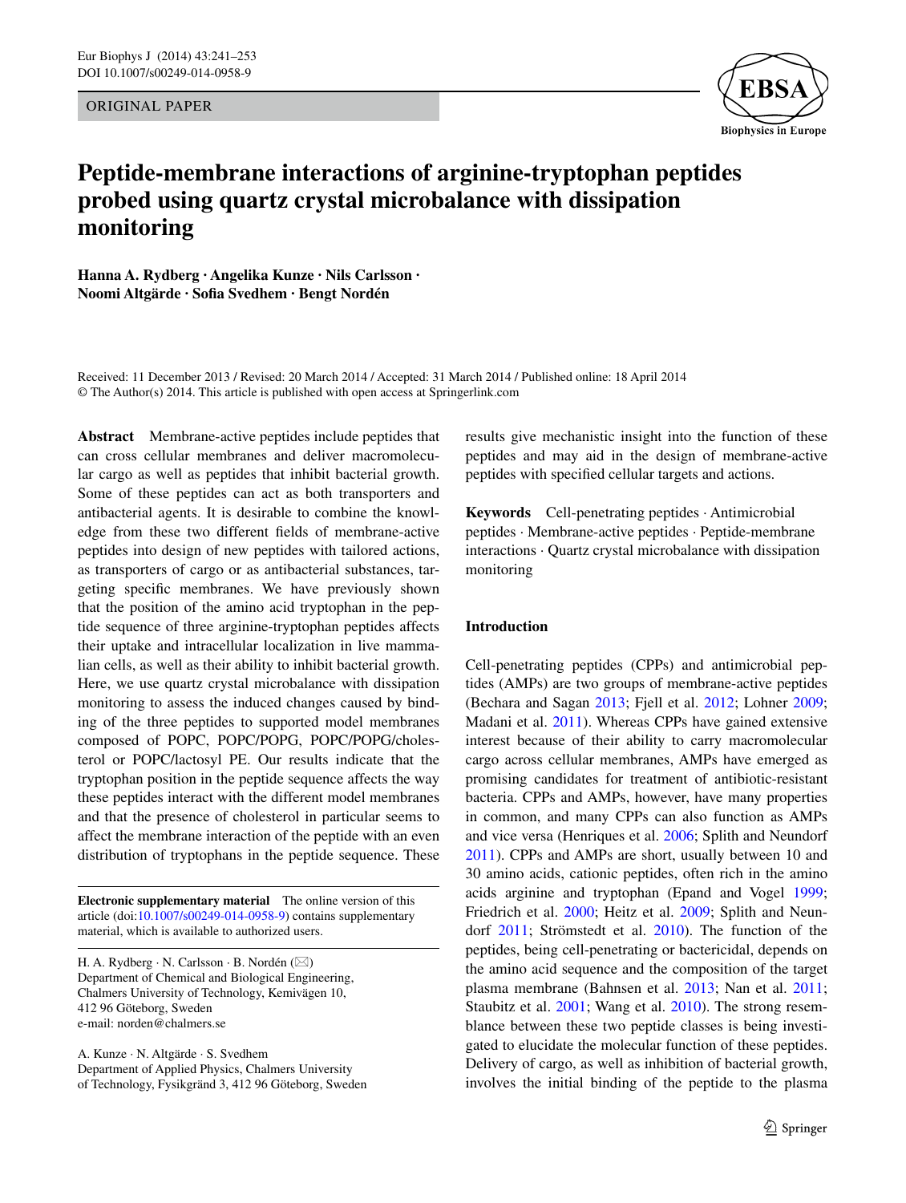ORIGINAL PAPER

# Peptide-membrane interactions of arginine-tryptophan peptides probed using quartz crystal microbalance with dissipation monitoring

**Hanna A. Rydberg · Angelika Kunze · Nils Carlsson · Noomi Altgärde · Sofia Svedhem · Bengt Nordén**

Received: 11 December 2013 / Revised: 20 March 2014 / Accepted: 31 March 2014 / Published online: 18 April 2014
© The Author(s) 2014. This article is published with open access at Springerlink.com

**Abstract** Membrane-active peptides include peptides that can cross cellular membranes and deliver macromolecular cargo as well as peptides that inhibit bacterial growth. Some of these peptides can act as both transporters and antibacterial agents. It is desirable to combine the knowledge from these two different fields of membrane-active peptides into design of new peptides with tailored actions, as transporters of cargo or as antibacterial substances, targeting specific membranes. We have previously shown that the position of the amino acid tryptophan in the peptide sequence of three arginine-tryptophan peptides affects their uptake and intracellular localization in live mammalian cells, as well as their ability to inhibit bacterial growth. Here, we use quartz crystal microbalance with dissipation monitoring to assess the induced changes caused by binding of the three peptides to supported model membranes composed of POPC, POPC/POPG, POPC/POPG/cholesterol or POPC/lactosyl PE. Our results indicate that the tryptophan position in the peptide sequence affects the way these peptides interact with the different model membranes and that the presence of cholesterol in particular seems to affect the membrane interaction of the peptide with an even distribution of tryptophans in the peptide sequence. These results give mechanistic insight into the function of these peptides and may aid in the design of membrane-active peptides with specified cellular targets and actions.

**Keywords** Cell-penetrating peptides · Antimicrobial peptides · Membrane-active peptides · Peptide-membrane interactions · Quartz crystal microbalance with dissipation monitoring

**Electronic supplementary material** The online version of this article (doi:10.1007/s00249-014-0958-9) contains supplementary material, which is available to authorized users.

H. A. Rydberg · N. Carlsson · B. Nordén (✉)
Department of Chemical and Biological Engineering, Chalmers University of Technology, Kemivägen 10, 412 96 Göteborg, Sweden
e-mail: norden@chalmers.se

A. Kunze · N. Altgärde · S. Svedhem
Department of Applied Physics, Chalmers University of Technology, Fysikgränd 3, 412 96 Göteborg, Sweden

## Introduction

Cell-penetrating peptides (CPPs) and antimicrobial peptides (AMPs) are two groups of membrane-active peptides (Bechara and Sagan 2013; Fjell et al. 2012; Lohner 2009; Madani et al. 2011). Whereas CPPs have gained extensive interest because of their ability to carry macromolecular cargo across cellular membranes, AMPs have emerged as promising candidates for treatment of antibiotic-resistant bacteria. CPPs and AMPs, however, have many properties in common, and many CPPs can also function as AMPs and vice versa (Henriques et al. 2006; Splith and Neundorf 2011). CPPs and AMPs are short, usually between 10 and 30 amino acids, cationic peptides, often rich in the amino acids arginine and tryptophan (Epand and Vogel 1999; Friedrich et al. 2000; Heitz et al. 2009; Splith and Neundorf 2011; Strömstedt et al. 2010). The function of the peptides, being cell-penetrating or bactericidal, depends on the amino acid sequence and the composition of the target plasma membrane (Bahnsen et al. 2013; Nan et al. 2011; Staubitz et al. 2001; Wang et al. 2010). The strong resemblance between these two peptide classes is being investigated to elucidate the molecular function of these peptides. Delivery of cargo, as well as inhibition of bacterial growth, involves the initial binding of the peptide to the plasma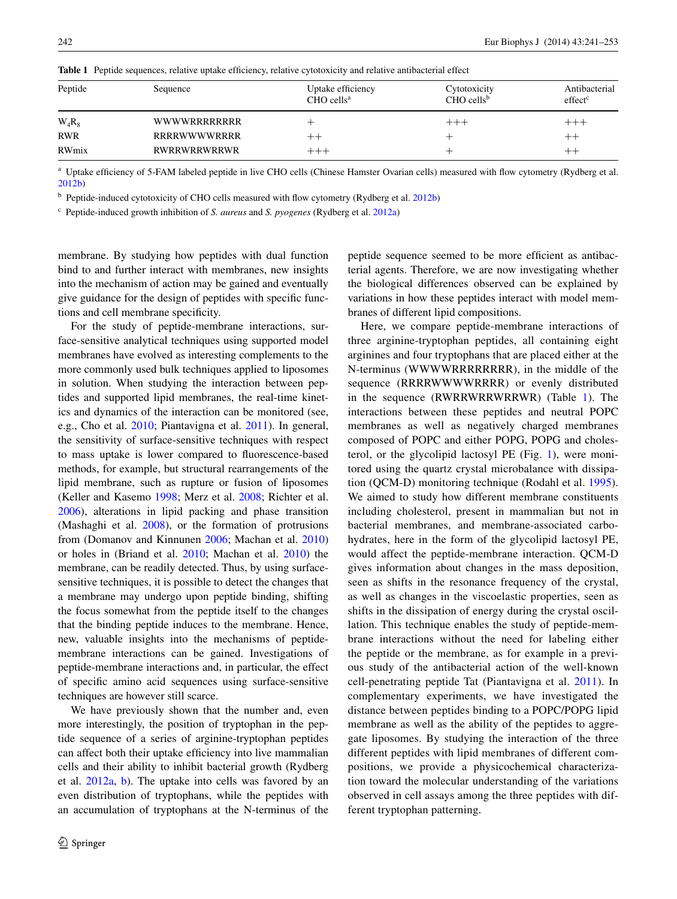**Table 1** Peptide sequences, relative uptake efficiency, relative cytotoxicity and relative antibacterial effect

| Peptide | Sequence | Uptake efficiency CHO cells[a] | Cytotoxicity CHO cells[b] | Antibacterial effect[c] |
|---|---|---|---|---|
| $W_4R_8$ | WWWWRRRRRRRR | + | +++ | +++ |
| RWR | RRRRWWWWRRRR | ++ | + | ++ |
| RWmix | RWRRWRRWRRWR | +++ | + | ++ |

[a] Uptake efficiency of 5-FAM labeled peptide in live CHO cells (Chinese Hamster Ovarian cells) measured with flow cytometry (Rydberg et al. 2012b)

[b] Peptide-induced cytotoxicity of CHO cells measured with flow cytometry (Rydberg et al. 2012b)

[c] Peptide-induced growth inhibition of *S. aureus* and *S. pyogenes* (Rydberg et al. 2012a)

membrane. By studying how peptides with dual function bind to and further interact with membranes, new insights into the mechanism of action may be gained and eventually give guidance for the design of peptides with specific functions and cell membrane specificity.

For the study of peptide-membrane interactions, surface-sensitive analytical techniques using supported model membranes have evolved as interesting complements to the more commonly used bulk techniques applied to liposomes in solution. When studying the interaction between peptides and supported lipid membranes, the real-time kinetics and dynamics of the interaction can be monitored (see, e.g., Cho et al. 2010; Piantavigna et al. 2011). In general, the sensitivity of surface-sensitive techniques with respect to mass uptake is lower compared to fluorescence-based methods, for example, but structural rearrangements of the lipid membrane, such as rupture or fusion of liposomes (Keller and Kasemo 1998; Merz et al. 2008; Richter et al. 2006), alterations in lipid packing and phase transition (Mashaghi et al. 2008), or the formation of protrusions from (Domanov and Kinnunen 2006; Machan et al. 2010) or holes in (Briand et al. 2010; Machan et al. 2010) the membrane, can be readily detected. Thus, by using surface-sensitive techniques, it is possible to detect the changes that a membrane may undergo upon peptide binding, shifting the focus somewhat from the peptide itself to the changes that the binding peptide induces to the membrane. Hence, new, valuable insights into the mechanisms of peptide-membrane interactions can be gained. Investigations of peptide-membrane interactions and, in particular, the effect of specific amino acid sequences using surface-sensitive techniques are however still scarce.

We have previously shown that the number and, even more interestingly, the position of tryptophan in the peptide sequence of a series of arginine-tryptophan peptides can affect both their uptake efficiency into live mammalian cells and their ability to inhibit bacterial growth (Rydberg et al. 2012a, b). The uptake into cells was favored by an even distribution of tryptophans, while the peptides with an accumulation of tryptophans at the N-terminus of the peptide sequence seemed to be more efficient as antibacterial agents. Therefore, we are now investigating whether the biological differences observed can be explained by variations in how these peptides interact with model membranes of different lipid compositions.

Here, we compare peptide-membrane interactions of three arginine-tryptophan peptides, all containing eight arginines and four tryptophans that are placed either at the N-terminus (WWWWRRRRRRRR), in the middle of the sequence (RRRRWWWWRRRR) or evenly distributed in the sequence (RWRRWRRWRRWR) (Table 1). The interactions between these peptides and neutral POPC membranes as well as negatively charged membranes composed of POPC and either POPG, POPG and cholesterol, or the glycolipid lactosyl PE (Fig. 1), were monitored using the quartz crystal microbalance with dissipation (QCM-D) monitoring technique (Rodahl et al. 1995). We aimed to study how different membrane constituents including cholesterol, present in mammalian but not in bacterial membranes, and membrane-associated carbohydrates, here in the form of the glycolipid lactosyl PE, would affect the peptide-membrane interaction. QCM-D gives information about changes in the mass deposition, seen as shifts in the resonance frequency of the crystal, as well as changes in the viscoelastic properties, seen as shifts in the dissipation of energy during the crystal oscillation. This technique enables the study of peptide-membrane interactions without the need for labeling either the peptide or the membrane, as for example in a previous study of the antibacterial action of the well-known cell-penetrating peptide Tat (Piantavigna et al. 2011). In complementary experiments, we have investigated the distance between peptides binding to a POPC/POPG lipid membrane as well as the ability of the peptides to aggregate liposomes. By studying the interaction of the three different peptides with lipid membranes of different compositions, we provide a physicochemical characterization toward the molecular understanding of the variations observed in cell assays among the three peptides with different tryptophan patterning.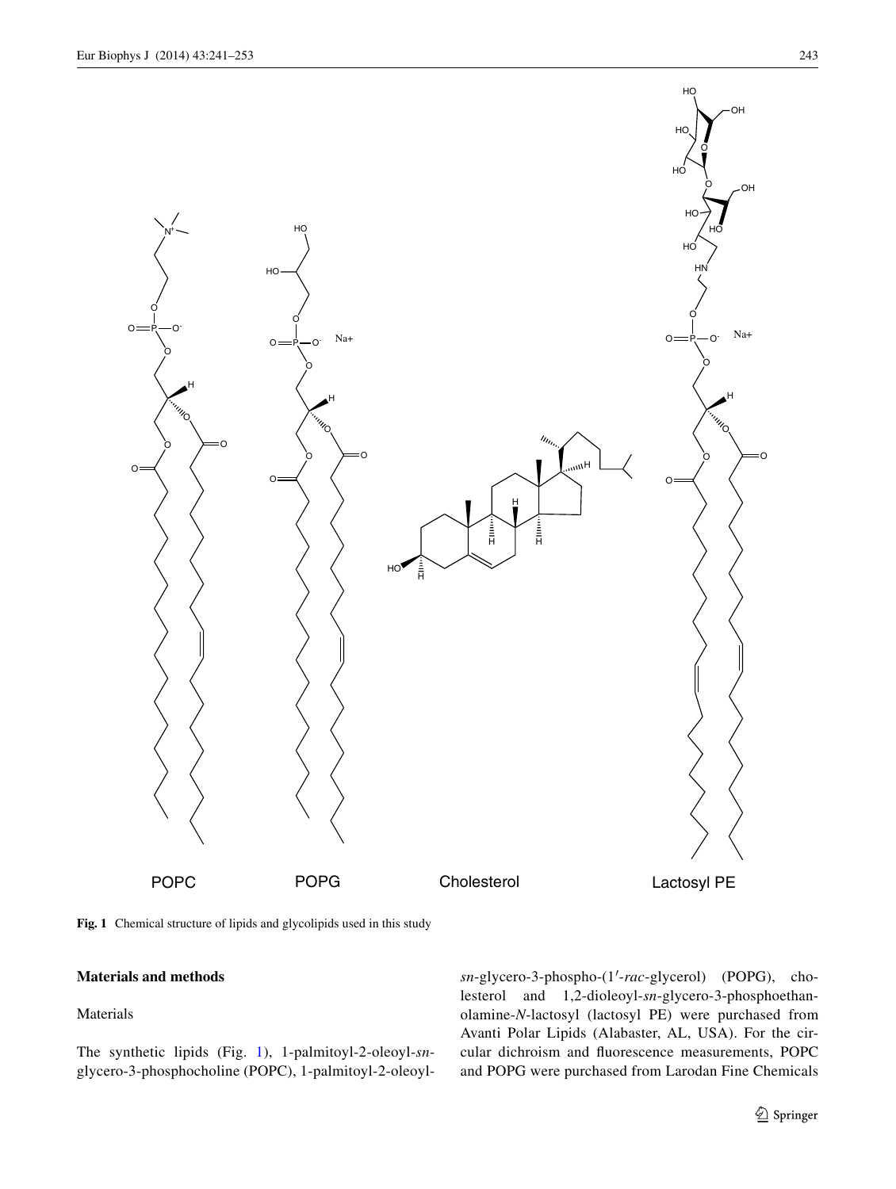**Fig. 1** Chemical structure of lipids and glycolipids used in this study

## Materials and methods

### Materials

The synthetic lipids (Fig. 1), 1-palmitoyl-2-oleoyl-*sn*-glycero-3-phosphocholine (POPC), 1-palmitoyl-2-oleoyl-*sn*-glycero-3-phospho-(1′-*rac*-glycerol) (POPG), cholesterol and 1,2-dioleoyl-*sn*-glycero-3-phosphoethanolamine-*N*-lactosyl (lactosyl PE) were purchased from Avanti Polar Lipids (Alabaster, AL, USA). For the circular dichroism and fluorescence measurements, POPC and POPG were purchased from Larodan Fine Chemicals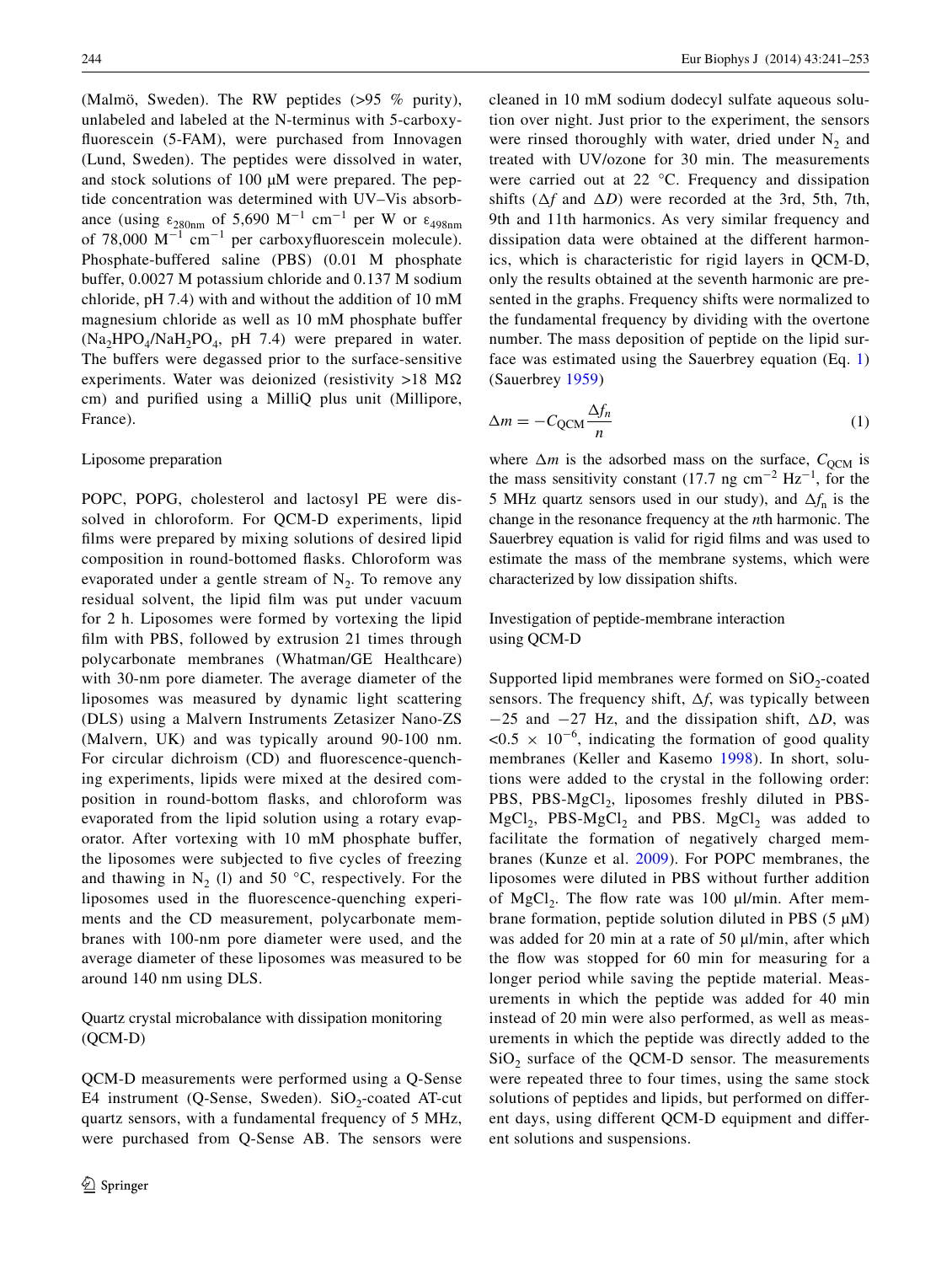(Malmö, Sweden). The RW peptides (>95 % purity), unlabeled and labeled at the N-terminus with 5-carboxyfluorescein (5-FAM), were purchased from Innovagen (Lund, Sweden). The peptides were dissolved in water, and stock solutions of 100 µM were prepared. The peptide concentration was determined with UV–Vis absorbance (using $\varepsilon_{280nm}$ of 5,690 $M^{-1}$ $cm^{-1}$ per W or $\varepsilon_{498nm}$ of 78,000 $M^{-1}$ $cm^{-1}$ per carboxyfluorescein molecule). Phosphate-buffered saline (PBS) (0.01 M phosphate buffer, 0.0027 M potassium chloride and 0.137 M sodium chloride, pH 7.4) with and without the addition of 10 mM magnesium chloride as well as 10 mM phosphate buffer ($Na_2HPO_4$/$NaH_2PO_4$, pH 7.4) were prepared in water. The buffers were degassed prior to the surface-sensitive experiments. Water was deionized (resistivity >18 MΩ cm) and purified using a MilliQ plus unit (Millipore, France).

### Liposome preparation

POPC, POPG, cholesterol and lactosyl PE were dissolved in chloroform. For QCM-D experiments, lipid films were prepared by mixing solutions of desired lipid composition in round-bottomed flasks. Chloroform was evaporated under a gentle stream of $N_2$. To remove any residual solvent, the lipid film was put under vacuum for 2 h. Liposomes were formed by vortexing the lipid film with PBS, followed by extrusion 21 times through polycarbonate membranes (Whatman/GE Healthcare) with 30-nm pore diameter. The average diameter of the liposomes was measured by dynamic light scattering (DLS) using a Malvern Instruments Zetasizer Nano-ZS (Malvern, UK) and was typically around 90-100 nm. For circular dichroism (CD) and fluorescence-quenching experiments, lipids were mixed at the desired composition in round-bottom flasks, and chloroform was evaporated from the lipid solution using a rotary evaporator. After vortexing with 10 mM phosphate buffer, the liposomes were subjected to five cycles of freezing and thawing in $N_2$ (l) and 50 °C, respectively. For the liposomes used in the fluorescence-quenching experiments and the CD measurement, polycarbonate membranes with 100-nm pore diameter were used, and the average diameter of these liposomes was measured to be around 140 nm using DLS.

### Quartz crystal microbalance with dissipation monitoring (QCM-D)

QCM-D measurements were performed using a Q-Sense E4 instrument (Q-Sense, Sweden). $SiO_2$-coated AT-cut quartz sensors, with a fundamental frequency of 5 MHz, were purchased from Q-Sense AB. The sensors were cleaned in 10 mM sodium dodecyl sulfate aqueous solution over night. Just prior to the experiment, the sensors were rinsed thoroughly with water, dried under $N_2$ and treated with UV/ozone for 30 min. The measurements were carried out at 22 °C. Frequency and dissipation shifts ($\Delta f$ and $\Delta D$) were recorded at the 3rd, 5th, 7th, 9th and 11th harmonics. As very similar frequency and dissipation data were obtained at the different harmonics, which is characteristic for rigid layers in QCM-D, only the results obtained at the seventh harmonic are presented in the graphs. Frequency shifts were normalized to the fundamental frequency by dividing with the overtone number. The mass deposition of peptide on the lipid surface was estimated using the Sauerbrey equation (Eq. 1) (Sauerbrey 1959)

$$\Delta m = -C_{\mathrm{QCM}} \frac{\Delta f_n}{n} \tag{1}$$

where $\Delta m$ is the adsorbed mass on the surface, $C_{\mathrm{QCM}}$ is the mass sensitivity constant (17.7 ng $cm^{-2}$ $Hz^{-1}$, for the 5 MHz quartz sensors used in our study), and $\Delta f_n$ is the change in the resonance frequency at the $n$th harmonic. The Sauerbrey equation is valid for rigid films and was used to estimate the mass of the membrane systems, which were characterized by low dissipation shifts.

### Investigation of peptide-membrane interaction using QCM-D

Supported lipid membranes were formed on $SiO_2$-coated sensors. The frequency shift, $\Delta f$, was typically between −25 and −27 Hz, and the dissipation shift, $\Delta D$, was $<0.5 \times 10^{-6}$, indicating the formation of good quality membranes (Keller and Kasemo 1998). In short, solutions were added to the crystal in the following order: PBS, PBS-$MgCl_2$, liposomes freshly diluted in PBS-$MgCl_2$, PBS-$MgCl_2$ and PBS. $MgCl_2$ was added to facilitate the formation of negatively charged membranes (Kunze et al. 2009). For POPC membranes, the liposomes were diluted in PBS without further addition of $MgCl_2$. The flow rate was 100 µl/min. After membrane formation, peptide solution diluted in PBS (5 µM) was added for 20 min at a rate of 50 µl/min, after which the flow was stopped for 60 min for measuring for a longer period while saving the peptide material. Measurements in which the peptide was added for 40 min instead of 20 min were also performed, as well as measurements in which the peptide was directly added to the $SiO_2$ surface of the QCM-D sensor. The measurements were repeated three to four times, using the same stock solutions of peptides and lipids, but performed on different days, using different QCM-D equipment and different solutions and suspensions.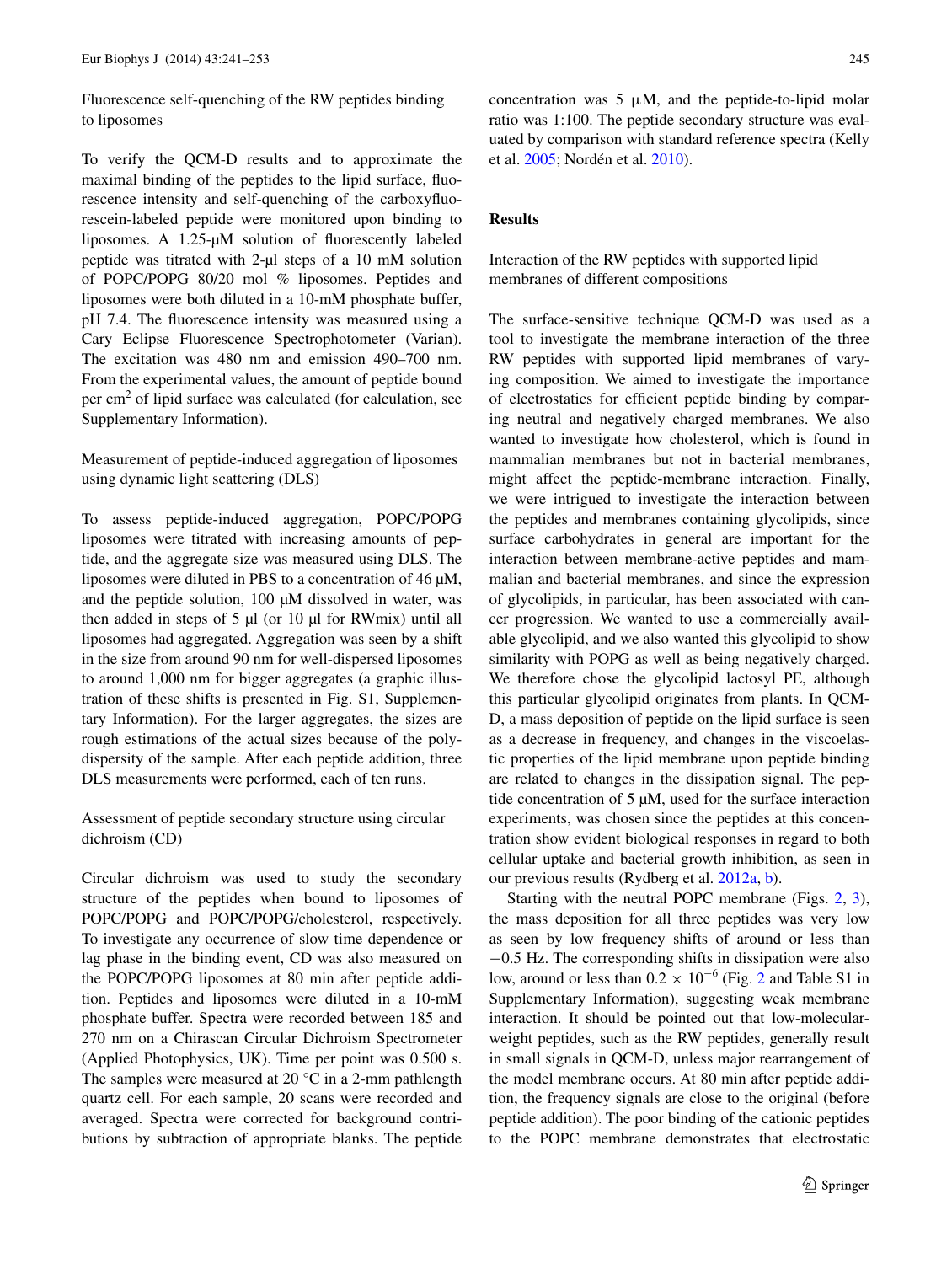### Fluorescence self-quenching of the RW peptides binding to liposomes

To verify the QCM-D results and to approximate the maximal binding of the peptides to the lipid surface, fluorescence intensity and self-quenching of the carboxyfluorescein-labeled peptide were monitored upon binding to liposomes. A 1.25-μM solution of fluorescently labeled peptide was titrated with 2-μl steps of a 10 mM solution of POPC/POPG 80/20 mol % liposomes. Peptides and liposomes were both diluted in a 10-mM phosphate buffer, pH 7.4. The fluorescence intensity was measured using a Cary Eclipse Fluorescence Spectrophotometer (Varian). The excitation was 480 nm and emission 490–700 nm. From the experimental values, the amount of peptide bound per $cm^2$ of lipid surface was calculated (for calculation, see Supplementary Information).

### Measurement of peptide-induced aggregation of liposomes using dynamic light scattering (DLS)

To assess peptide-induced aggregation, POPC/POPG liposomes were titrated with increasing amounts of peptide, and the aggregate size was measured using DLS. The liposomes were diluted in PBS to a concentration of 46 μM, and the peptide solution, 100 μM dissolved in water, was then added in steps of 5 μl (or 10 μl for RWmix) until all liposomes had aggregated. Aggregation was seen by a shift in the size from around 90 nm for well-dispersed liposomes to around 1,000 nm for bigger aggregates (a graphic illustration of these shifts is presented in Fig. S1, Supplementary Information). For the larger aggregates, the sizes are rough estimations of the actual sizes because of the polydispersity of the sample. After each peptide addition, three DLS measurements were performed, each of ten runs.

### Assessment of peptide secondary structure using circular dichroism (CD)

Circular dichroism was used to study the secondary structure of the peptides when bound to liposomes of POPC/POPG and POPC/POPG/cholesterol, respectively. To investigate any occurrence of slow time dependence or lag phase in the binding event, CD was also measured on the POPC/POPG liposomes at 80 min after peptide addition. Peptides and liposomes were diluted in a 10-mM phosphate buffer. Spectra were recorded between 185 and 270 nm on a Chirascan Circular Dichroism Spectrometer (Applied Photophysics, UK). Time per point was 0.500 s. The samples were measured at 20 °C in a 2-mm pathlength quartz cell. For each sample, 20 scans were recorded and averaged. Spectra were corrected for background contributions by subtraction of appropriate blanks. The peptide concentration was 5 μM, and the peptide-to-lipid molar ratio was 1:100. The peptide secondary structure was evaluated by comparison with standard reference spectra (Kelly et al. 2005; Nordén et al. 2010).

## Results

### Interaction of the RW peptides with supported lipid membranes of different compositions

The surface-sensitive technique QCM-D was used as a tool to investigate the membrane interaction of the three RW peptides with supported lipid membranes of varying composition. We aimed to investigate the importance of electrostatics for efficient peptide binding by comparing neutral and negatively charged membranes. We also wanted to investigate how cholesterol, which is found in mammalian membranes but not in bacterial membranes, might affect the peptide-membrane interaction. Finally, we were intrigued to investigate the interaction between the peptides and membranes containing glycolipids, since surface carbohydrates in general are important for the interaction between membrane-active peptides and mammalian and bacterial membranes, and since the expression of glycolipids, in particular, has been associated with cancer progression. We wanted to use a commercially available glycolipid, and we also wanted this glycolipid to show similarity with POPG as well as being negatively charged. We therefore chose the glycolipid lactosyl PE, although this particular glycolipid originates from plants. In QCM-D, a mass deposition of peptide on the lipid surface is seen as a decrease in frequency, and changes in the viscoelastic properties of the lipid membrane upon peptide binding are related to changes in the dissipation signal. The peptide concentration of 5 μM, used for the surface interaction experiments, was chosen since the peptides at this concentration show evident biological responses in regard to both cellular uptake and bacterial growth inhibition, as seen in our previous results (Rydberg et al. 2012a, b).

Starting with the neutral POPC membrane (Figs. 2, 3), the mass deposition for all three peptides was very low as seen by low frequency shifts of around or less than −0.5 Hz. The corresponding shifts in dissipation were also low, around or less than $0.2 \times 10^{-6}$ (Fig. 2 and Table S1 in Supplementary Information), suggesting weak membrane interaction. It should be pointed out that low-molecular-weight peptides, such as the RW peptides, generally result in small signals in QCM-D, unless major rearrangement of the model membrane occurs. At 80 min after peptide addition, the frequency signals are close to the original (before peptide addition). The poor binding of the cationic peptides to the POPC membrane demonstrates that electrostatic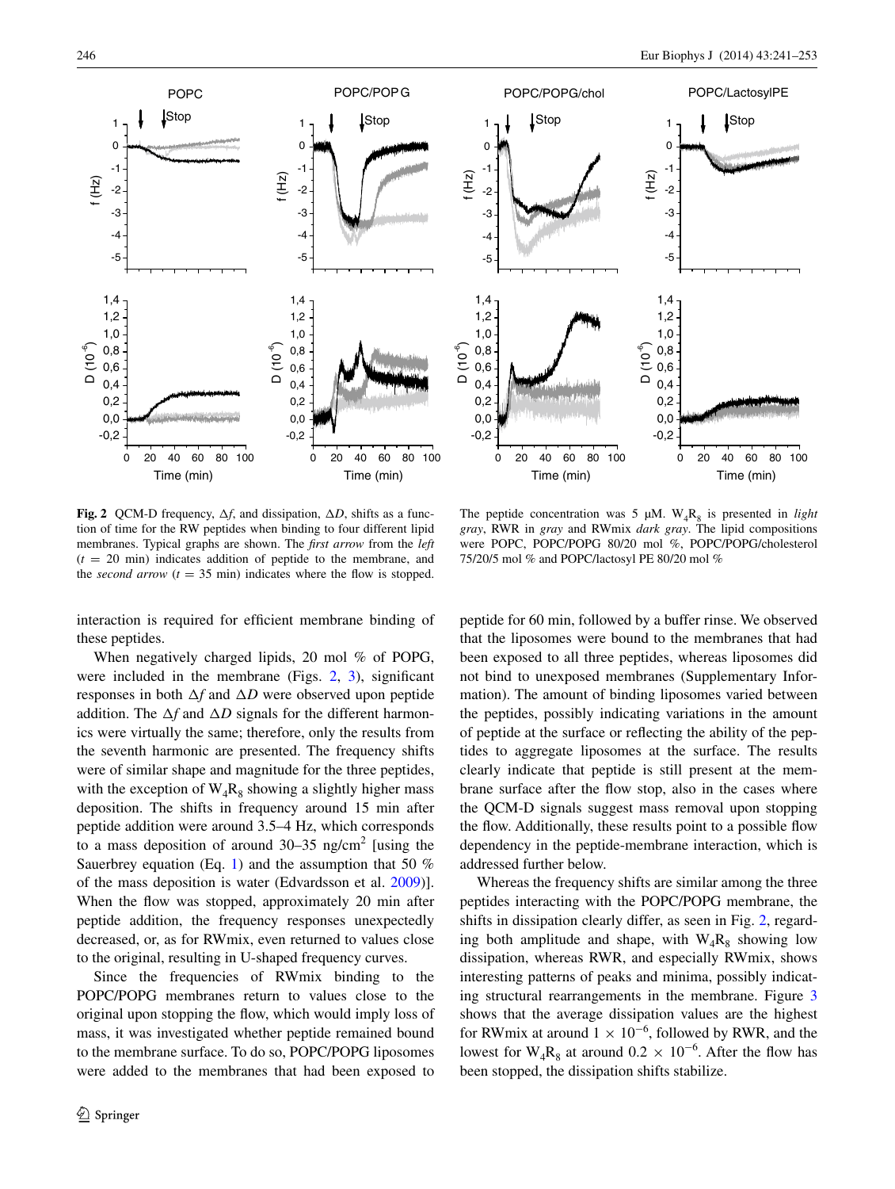**Fig. 2** QCM-D frequency, $\Delta f$, and dissipation, $\Delta D$, shifts as a function of time for the RW peptides when binding to four different lipid membranes. Typical graphs are shown. The *first arrow* from the *left* ($t$ = 20 min) indicates addition of peptide to the membrane, and the *second arrow* ($t$ = 35 min) indicates where the flow is stopped. The peptide concentration was 5 μM. $W_4R_8$ is presented in *light gray*, RWR in *gray* and RWmix *dark gray*. The lipid compositions were POPC, POPC/POPG 80/20 mol %, POPC/POPG/cholesterol 75/20/5 mol % and POPC/lactosyl PE 80/20 mol %

interaction is required for efficient membrane binding of these peptides.

When negatively charged lipids, 20 mol % of POPG, were included in the membrane (Figs. 2, 3), significant responses in both $\Delta f$ and $\Delta D$ were observed upon peptide addition. The $\Delta f$ and $\Delta D$ signals for the different harmonics were virtually the same; therefore, only the results from the seventh harmonic are presented. The frequency shifts were of similar shape and magnitude for the three peptides, with the exception of $W_4R_8$ showing a slightly higher mass deposition. The shifts in frequency around 15 min after peptide addition were around 3.5–4 Hz, which corresponds to a mass deposition of around 30–35 ng/cm$^2$ [using the Sauerbrey equation (Eq. 1) and the assumption that 50 % of the mass deposition is water (Edvardsson et al. 2009)]. When the flow was stopped, approximately 20 min after peptide addition, the frequency responses unexpectedly decreased, or, as for RWmix, even returned to values close to the original, resulting in U-shaped frequency curves.

Since the frequencies of RWmix binding to the POPC/POPG membranes return to values close to the original upon stopping the flow, which would imply loss of mass, it was investigated whether peptide remained bound to the membrane surface. To do so, POPC/POPG liposomes were added to the membranes that had been exposed to peptide for 60 min, followed by a buffer rinse. We observed that the liposomes were bound to the membranes that had been exposed to all three peptides, whereas liposomes did not bind to unexposed membranes (Supplementary Information). The amount of binding liposomes varied between the peptides, possibly indicating variations in the amount of peptide at the surface or reflecting the ability of the peptides to aggregate liposomes at the surface. The results clearly indicate that peptide is still present at the membrane surface after the flow stop, also in the cases where the QCM-D signals suggest mass removal upon stopping the flow. Additionally, these results point to a possible flow dependency in the peptide-membrane interaction, which is addressed further below.

Whereas the frequency shifts are similar among the three peptides interacting with the POPC/POPG membrane, the shifts in dissipation clearly differ, as seen in Fig. 2, regarding both amplitude and shape, with $W_4R_8$ showing low dissipation, whereas RWR, and especially RWmix, shows interesting patterns of peaks and minima, possibly indicating structural rearrangements in the membrane. Figure 3 shows that the average dissipation values are the highest for RWmix at around $1 \times 10^{-6}$, followed by RWR, and the lowest for $W_4R_8$ at around $0.2 \times 10^{-6}$. After the flow has been stopped, the dissipation shifts stabilize.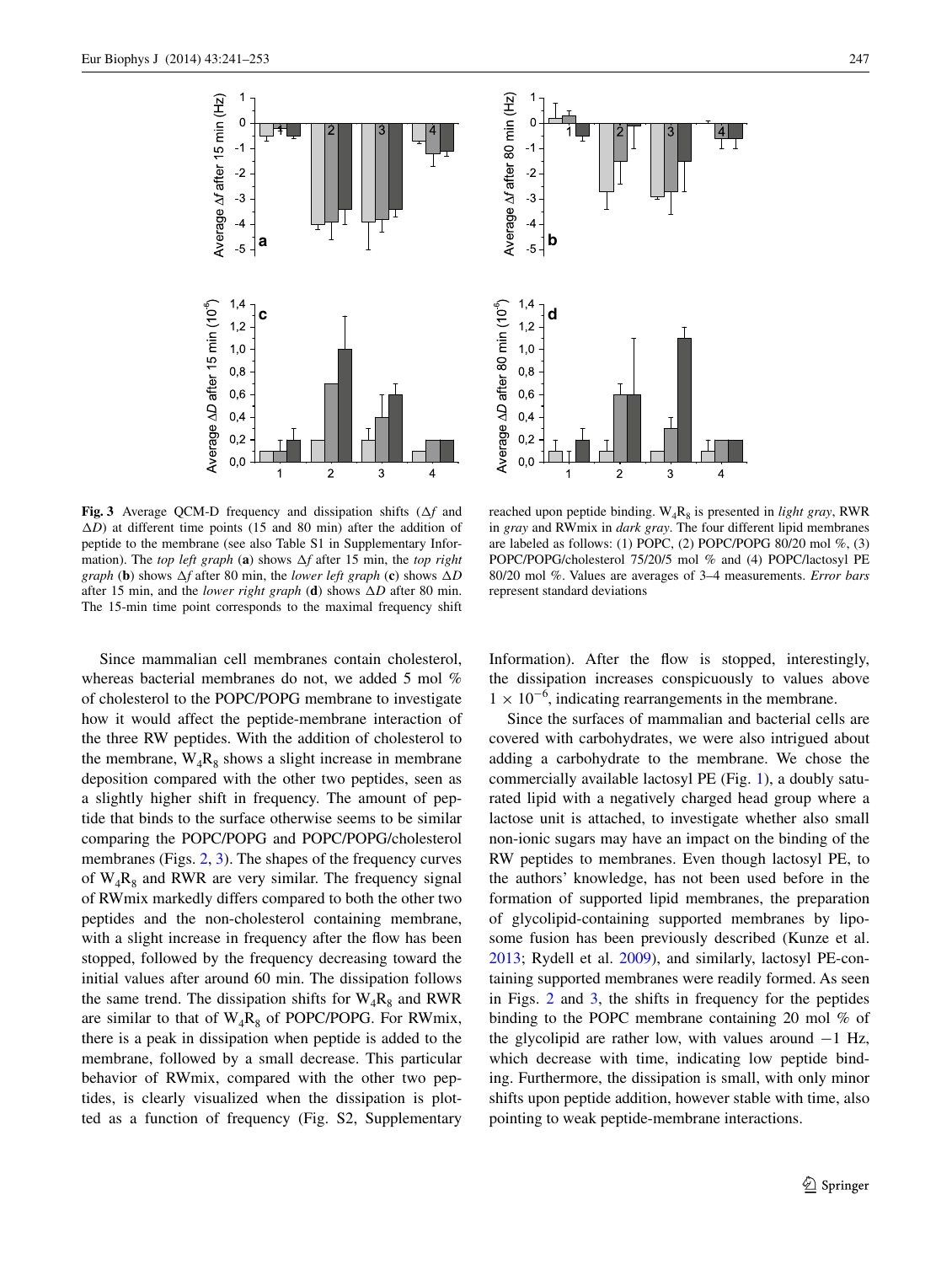**Fig. 3** Average QCM-D frequency and dissipation shifts ($\Delta f$ and $\Delta D$) at different time points (15 and 80 min) after the addition of peptide to the membrane (see also Table S1 in Supplementary Information). The *top left graph* (**a**) shows $\Delta f$ after 15 min, the *top right graph* (**b**) shows $\Delta f$ after 80 min, the *lower left graph* (**c**) shows $\Delta D$ after 15 min, and the *lower right graph* (**d**) shows $\Delta D$ after 80 min. The 15-min time point corresponds to the maximal frequency shift reached upon peptide binding. $W_4R_8$ is presented in *light gray*, RWR in *gray* and RWmix in *dark gray*. The four different lipid membranes are labeled as follows: (1) POPC, (2) POPC/POPG 80/20 mol %, (3) POPC/POPG/cholesterol 75/20/5 mol % and (4) POPC/lactosyl PE 80/20 mol %. Values are averages of 3–4 measurements. *Error bars* represent standard deviations

Since mammalian cell membranes contain cholesterol, whereas bacterial membranes do not, we added 5 mol % of cholesterol to the POPC/POPG membrane to investigate how it would affect the peptide-membrane interaction of the three RW peptides. With the addition of cholesterol to the membrane, $W_4R_8$ shows a slight increase in membrane deposition compared with the other two peptides, seen as a slightly higher shift in frequency. The amount of peptide that binds to the surface otherwise seems to be similar comparing the POPC/POPG and POPC/POPG/cholesterol membranes (Figs. 2, 3). The shapes of the frequency curves of $W_4R_8$ and RWR are very similar. The frequency signal of RWmix markedly differs compared to both the other two peptides and the non-cholesterol containing membrane, with a slight increase in frequency after the flow has been stopped, followed by the frequency decreasing toward the initial values after around 60 min. The dissipation follows the same trend. The dissipation shifts for $W_4R_8$ and RWR are similar to that of $W_4R_8$ of POPC/POPG. For RWmix, there is a peak in dissipation when peptide is added to the membrane, followed by a small decrease. This particular behavior of RWmix, compared with the other two peptides, is clearly visualized when the dissipation is plotted as a function of frequency (Fig. S2, Supplementary Information). After the flow is stopped, interestingly, the dissipation increases conspicuously to values above $1 \times 10^{-6}$, indicating rearrangements in the membrane.

Since the surfaces of mammalian and bacterial cells are covered with carbohydrates, we were also intrigued about adding a carbohydrate to the membrane. We chose the commercially available lactosyl PE (Fig. 1), a doubly saturated lipid with a negatively charged head group where a lactose unit is attached, to investigate whether also small non-ionic sugars may have an impact on the binding of the RW peptides to membranes. Even though lactosyl PE, to the authors' knowledge, has not been used before in the formation of supported lipid membranes, the preparation of glycolipid-containing supported membranes by liposome fusion has been previously described (Kunze et al. 2013; Rydell et al. 2009), and similarly, lactosyl PE-containing supported membranes were readily formed. As seen in Figs. 2 and 3, the shifts in frequency for the peptides binding to the POPC membrane containing 20 mol % of the glycolipid are rather low, with values around −1 Hz, which decrease with time, indicating low peptide binding. Furthermore, the dissipation is small, with only minor shifts upon peptide addition, however stable with time, also pointing to weak peptide-membrane interactions.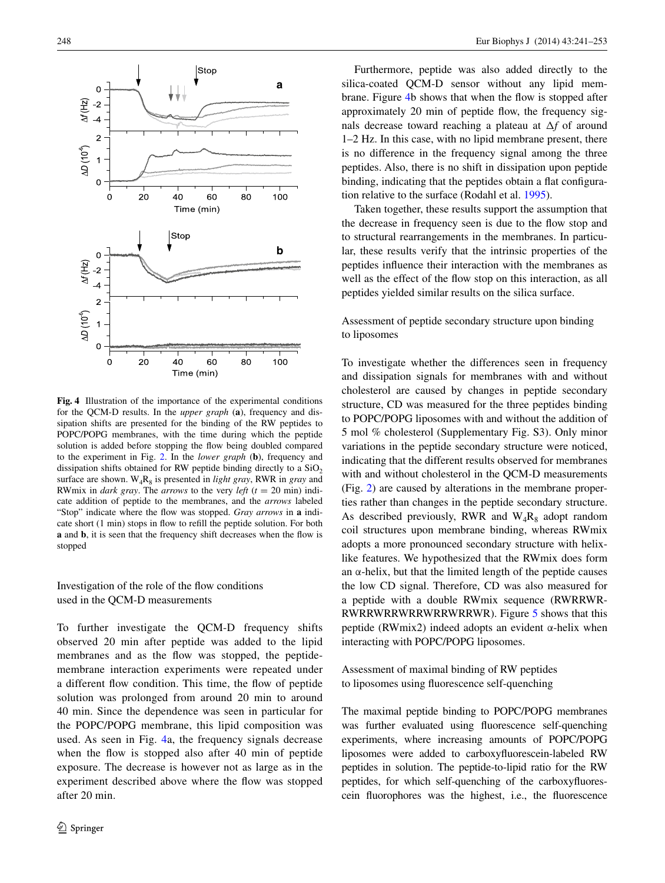**Fig. 4** Illustration of the importance of the experimental conditions for the QCM-D results. In the *upper graph* (**a**), frequency and dissipation shifts are presented for the binding of the RW peptides to POPC/POPG membranes, with the time during which the peptide solution is added before stopping the flow being doubled compared to the experiment in Fig. 2. In the *lower graph* (**b**), frequency and dissipation shifts obtained for RW peptide binding directly to a $SiO_2$ surface are shown. $W_4R_8$ is presented in *light gray*, RWR in *gray* and RWmix in *dark gray*. The *arrows* to the very *left* ($t = 20$ min) indicate addition of peptide to the membranes, and the *arrows* labeled "Stop" indicate where the flow was stopped. *Gray arrows* in **a** indicate short (1 min) stops in flow to refill the peptide solution. For both **a** and **b**, it is seen that the frequency shift decreases when the flow is stopped

## Investigation of the role of the flow conditions used in the QCM-D measurements

To further investigate the QCM-D frequency shifts observed 20 min after peptide was added to the lipid membranes and as the flow was stopped, the peptide-membrane interaction experiments were repeated under a different flow condition. This time, the flow of peptide solution was prolonged from around 20 min to around 40 min. Since the dependence was seen in particular for the POPC/POPG membrane, this lipid composition was used. As seen in Fig. 4a, the frequency signals decrease when the flow is stopped also after 40 min of peptide exposure. The decrease is however not as large as in the experiment described above where the flow was stopped after 20 min.

Furthermore, peptide was also added directly to the silica-coated QCM-D sensor without any lipid membrane. Figure 4b shows that when the flow is stopped after approximately 20 min of peptide flow, the frequency signals decrease toward reaching a plateau at $\Delta f$ of around 1–2 Hz. In this case, with no lipid membrane present, there is no difference in the frequency signal among the three peptides. Also, there is no shift in dissipation upon peptide binding, indicating that the peptides obtain a flat configuration relative to the surface (Rodahl et al. 1995).

Taken together, these results support the assumption that the decrease in frequency seen is due to the flow stop and to structural rearrangements in the membranes. In particular, these results verify that the intrinsic properties of the peptides influence their interaction with the membranes as well as the effect of the flow stop on this interaction, as all peptides yielded similar results on the silica surface.

## Assessment of peptide secondary structure upon binding to liposomes

To investigate whether the differences seen in frequency and dissipation signals for membranes with and without cholesterol are caused by changes in peptide secondary structure, CD was measured for the three peptides binding to POPC/POPG liposomes with and without the addition of 5 mol % cholesterol (Supplementary Fig. S3). Only minor variations in the peptide secondary structure were noticed, indicating that the different results observed for membranes with and without cholesterol in the QCM-D measurements (Fig. 2) are caused by alterations in the membrane properties rather than changes in the peptide secondary structure. As described previously, RWR and $W_4R_8$ adopt random coil structures upon membrane binding, whereas RWmix adopts a more pronounced secondary structure with helix-like features. We hypothesized that the RWmix does form an α-helix, but that the limited length of the peptide causes the low CD signal. Therefore, CD was also measured for a peptide with a double RWmix sequence (RWRRWR-RWRRWRWRRWRRWRRWR). Figure 5 shows that this peptide (RWmix2) indeed adopts an evident α-helix when interacting with POPC/POPG liposomes.

## Assessment of maximal binding of RW peptides to liposomes using fluorescence self-quenching

The maximal peptide binding to POPC/POPG membranes was further evaluated using fluorescence self-quenching experiments, where increasing amounts of POPC/POPG liposomes were added to carboxyfluorescein-labeled RW peptides in solution. The peptide-to-lipid ratio for the RW peptides, for which self-quenching of the carboxyfluorescein fluorophores was the highest, i.e., the fluorescence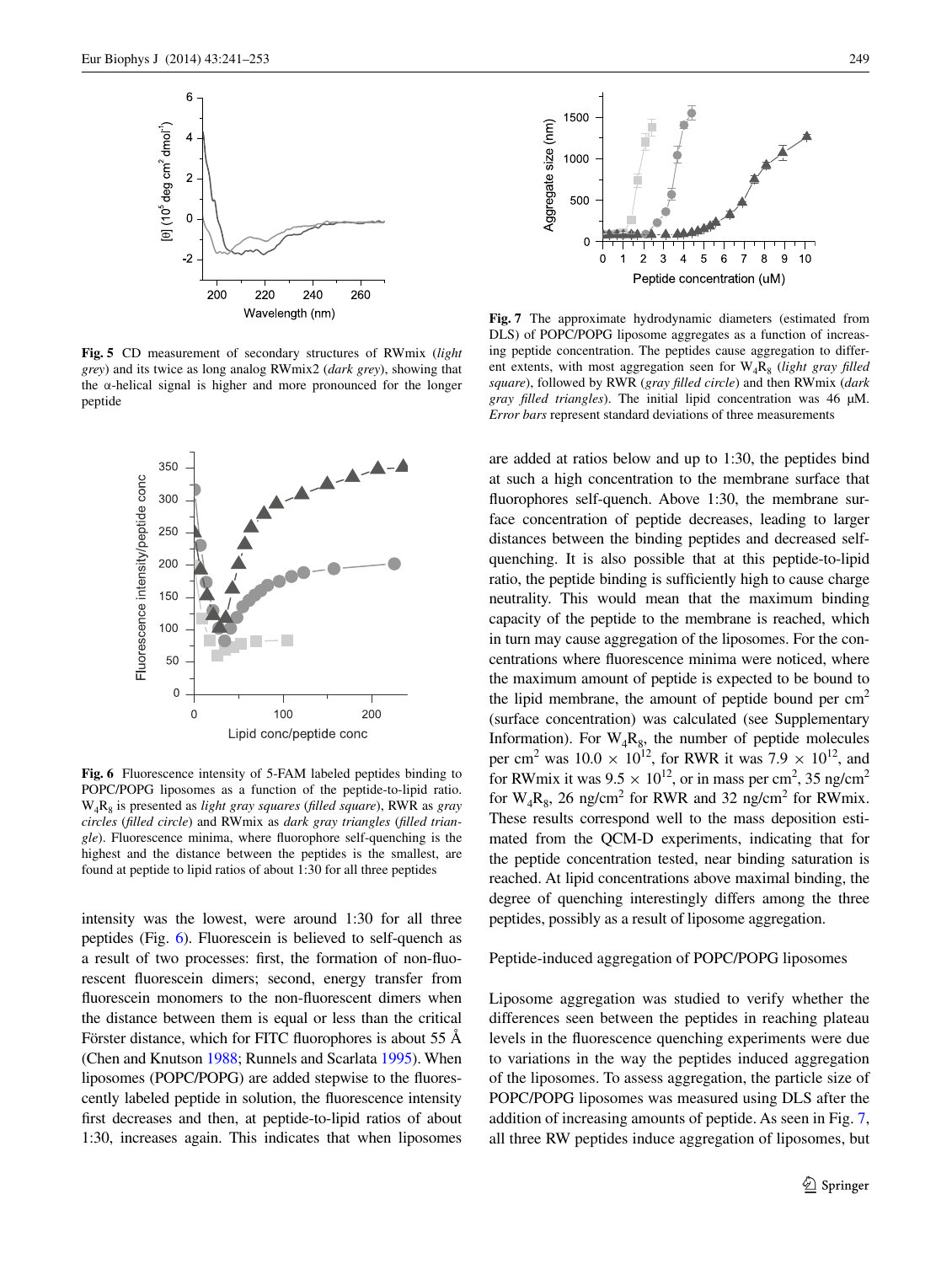**Fig. 5** CD measurement of secondary structures of RWmix (*light grey*) and its twice as long analog RWmix2 (*dark grey*), showing that the α-helical signal is higher and more pronounced for the longer peptide

**Fig. 6** Fluorescence intensity of 5-FAM labeled peptides binding to POPC/POPG liposomes as a function of the peptide-to-lipid ratio. $W_4R_8$ is presented as *light gray squares* (*filled square*), RWR as *gray circles* (*filled circle*) and RWmix as *dark gray triangles* (*filled triangle*). Fluorescence minima, where fluorophore self-quenching is the highest and the distance between the peptides is the smallest, are found at peptide to lipid ratios of about 1:30 for all three peptides

intensity was the lowest, were around 1:30 for all three peptides (Fig. 6). Fluorescein is believed to self-quench as a result of two processes: first, the formation of non-fluorescent fluorescein dimers; second, energy transfer from fluorescein monomers to the non-fluorescent dimers when the distance between them is equal or less than the critical Förster distance, which for FITC fluorophores is about 55 Å (Chen and Knutson 1988; Runnels and Scarlata 1995). When liposomes (POPC/POPG) are added stepwise to the fluorescently labeled peptide in solution, the fluorescence intensity first decreases and then, at peptide-to-lipid ratios of about 1:30, increases again. This indicates that when liposomes are added at ratios below and up to 1:30, the peptides bind at such a high concentration to the membrane surface that fluorophores self-quench. Above 1:30, the membrane surface concentration of peptide decreases, leading to larger distances between the binding peptides and decreased self-quenching. It is also possible that at this peptide-to-lipid ratio, the peptide binding is sufficiently high to cause charge neutrality. This would mean that the maximum binding capacity of the peptide to the membrane is reached, which in turn may cause aggregation of the liposomes. For the concentrations where fluorescence minima were noticed, where the maximum amount of peptide is expected to be bound to the lipid membrane, the amount of peptide bound per $cm^2$ (surface concentration) was calculated (see Supplementary Information). For $W_4R_8$, the number of peptide molecules per $cm^2$ was $10.0 \times 10^{12}$, for RWR it was $7.9 \times 10^{12}$, and for RWmix it was $9.5 \times 10^{12}$, or in mass per $cm^2$, 35 ng/$cm^2$ for $W_4R_8$, 26 ng/$cm^2$ for RWR and 32 ng/$cm^2$ for RWmix. These results correspond well to the mass deposition estimated from the QCM-D experiments, indicating that for the peptide concentration tested, near binding saturation is reached. At lipid concentrations above maximal binding, the degree of quenching interestingly differs among the three peptides, possibly as a result of liposome aggregation.

**Fig. 7** The approximate hydrodynamic diameters (estimated from DLS) of POPC/POPG liposome aggregates as a function of increasing peptide concentration. The peptides cause aggregation to different extents, with most aggregation seen for $W_4R_8$ (*light gray filled square*), followed by RWR (*gray filled circle*) and then RWmix (*dark gray filled triangles*). The initial lipid concentration was 46 μM. *Error bars* represent standard deviations of three measurements

### Peptide-induced aggregation of POPC/POPG liposomes

Liposome aggregation was studied to verify whether the differences seen between the peptides in reaching plateau levels in the fluorescence quenching experiments were due to variations in the way the peptides induced aggregation of the liposomes. To assess aggregation, the particle size of POPC/POPG liposomes was measured using DLS after the addition of increasing amounts of peptide. As seen in Fig. 7, all three RW peptides induce aggregation of liposomes, but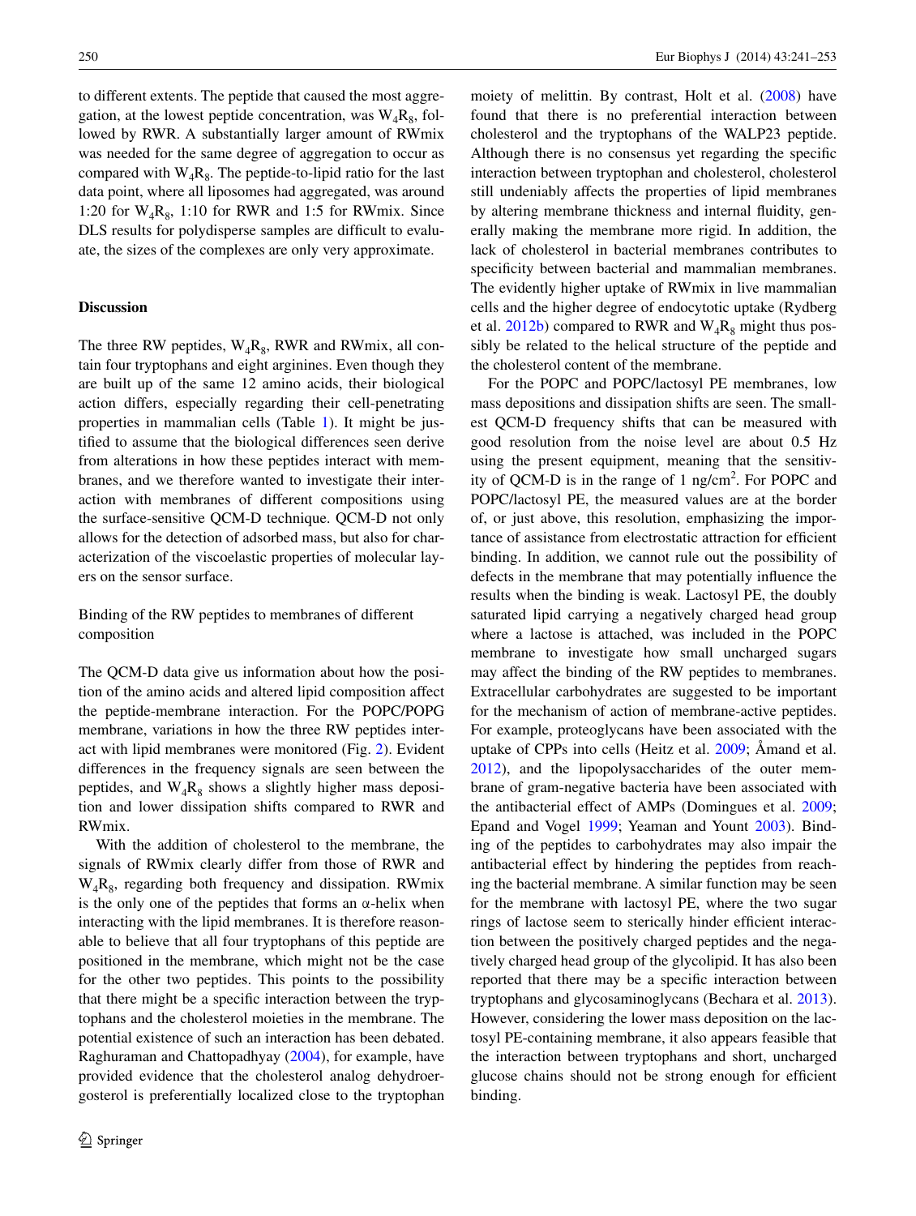to different extents. The peptide that caused the most aggregation, at the lowest peptide concentration, was $W_4R_8$, followed by RWR. A substantially larger amount of RWmix was needed for the same degree of aggregation to occur as compared with $W_4R_8$. The peptide-to-lipid ratio for the last data point, where all liposomes had aggregated, was around 1:20 for $W_4R_8$, 1:10 for RWR and 1:5 for RWmix. Since DLS results for polydisperse samples are difficult to evaluate, the sizes of the complexes are only very approximate.

## Discussion

The three RW peptides, $W_4R_8$, RWR and RWmix, all contain four tryptophans and eight arginines. Even though they are built up of the same 12 amino acids, their biological action differs, especially regarding their cell-penetrating properties in mammalian cells (Table 1). It might be justified to assume that the biological differences seen derive from alterations in how these peptides interact with membranes, and we therefore wanted to investigate their interaction with membranes of different compositions using the surface-sensitive QCM-D technique. QCM-D not only allows for the detection of adsorbed mass, but also for characterization of the viscoelastic properties of molecular layers on the sensor surface.

### Binding of the RW peptides to membranes of different composition

The QCM-D data give us information about how the position of the amino acids and altered lipid composition affect the peptide-membrane interaction. For the POPC/POPG membrane, variations in how the three RW peptides interact with lipid membranes were monitored (Fig. 2). Evident differences in the frequency signals are seen between the peptides, and $W_4R_8$ shows a slightly higher mass deposition and lower dissipation shifts compared to RWR and RWmix.

With the addition of cholesterol to the membrane, the signals of RWmix clearly differ from those of RWR and $W_4R_8$, regarding both frequency and dissipation. RWmix is the only one of the peptides that forms an α-helix when interacting with the lipid membranes. It is therefore reasonable to believe that all four tryptophans of this peptide are positioned in the membrane, which might not be the case for the other two peptides. This points to the possibility that there might be a specific interaction between the tryptophans and the cholesterol moieties in the membrane. The potential existence of such an interaction has been debated. Raghuraman and Chattopadhyay (2004), for example, have provided evidence that the cholesterol analog dehydroergosterol is preferentially localized close to the tryptophan moiety of melittin. By contrast, Holt et al. (2008) have found that there is no preferential interaction between cholesterol and the tryptophans of the WALP23 peptide. Although there is no consensus yet regarding the specific interaction between tryptophan and cholesterol, cholesterol still undeniably affects the properties of lipid membranes by altering membrane thickness and internal fluidity, generally making the membrane more rigid. In addition, the lack of cholesterol in bacterial membranes contributes to specificity between bacterial and mammalian membranes. The evidently higher uptake of RWmix in live mammalian cells and the higher degree of endocytotic uptake (Rydberg et al. 2012b) compared to RWR and $W_4R_8$ might thus possibly be related to the helical structure of the peptide and the cholesterol content of the membrane.

For the POPC and POPC/lactosyl PE membranes, low mass depositions and dissipation shifts are seen. The smallest QCM-D frequency shifts that can be measured with good resolution from the noise level are about 0.5 Hz using the present equipment, meaning that the sensitivity of QCM-D is in the range of 1 ng/cm$^2$. For POPC and POPC/lactosyl PE, the measured values are at the border of, or just above, this resolution, emphasizing the importance of assistance from electrostatic attraction for efficient binding. In addition, we cannot rule out the possibility of defects in the membrane that may potentially influence the results when the binding is weak. Lactosyl PE, the doubly saturated lipid carrying a negatively charged head group where a lactose is attached, was included in the POPC membrane to investigate how small uncharged sugars may affect the binding of the RW peptides to membranes. Extracellular carbohydrates are suggested to be important for the mechanism of action of membrane-active peptides. For example, proteoglycans have been associated with the uptake of CPPs into cells (Heitz et al. 2009; Åmand et al. 2012), and the lipopolysaccharides of the outer membrane of gram-negative bacteria have been associated with the antibacterial effect of AMPs (Domingues et al. 2009; Epand and Vogel 1999; Yeaman and Yount 2003). Binding of the peptides to carbohydrates may also impair the antibacterial effect by hindering the peptides from reaching the bacterial membrane. A similar function may be seen for the membrane with lactosyl PE, where the two sugar rings of lactose seem to sterically hinder efficient interaction between the positively charged peptides and the negatively charged head group of the glycolipid. It has also been reported that there may be a specific interaction between tryptophans and glycosaminoglycans (Bechara et al. 2013). However, considering the lower mass deposition on the lactosyl PE-containing membrane, it also appears feasible that the interaction between tryptophans and short, uncharged glucose chains should not be strong enough for efficient binding.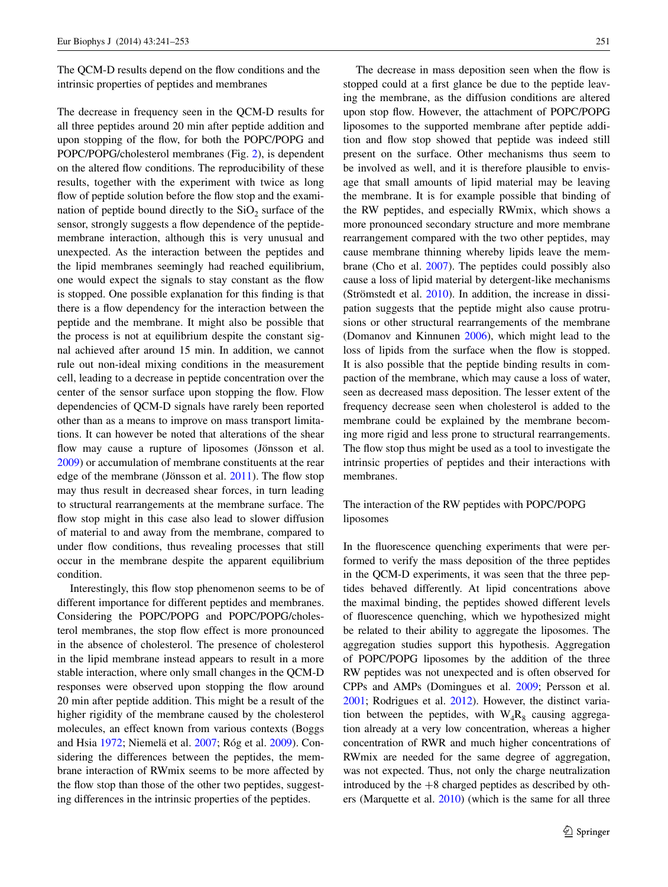### The QCM-D results depend on the flow conditions and the intrinsic properties of peptides and membranes

The decrease in frequency seen in the QCM-D results for all three peptides around 20 min after peptide addition and upon stopping of the flow, for both the POPC/POPG and POPC/POPG/cholesterol membranes (Fig. 2), is dependent on the altered flow conditions. The reproducibility of these results, together with the experiment with twice as long flow of peptide solution before the flow stop and the examination of peptide bound directly to the $SiO_2$ surface of the sensor, strongly suggests a flow dependence of the peptide-membrane interaction, although this is very unusual and unexpected. As the interaction between the peptides and the lipid membranes seemingly had reached equilibrium, one would expect the signals to stay constant as the flow is stopped. One possible explanation for this finding is that there is a flow dependency for the interaction between the peptide and the membrane. It might also be possible that the process is not at equilibrium despite the constant signal achieved after around 15 min. In addition, we cannot rule out non-ideal mixing conditions in the measurement cell, leading to a decrease in peptide concentration over the center of the sensor surface upon stopping the flow. Flow dependencies of QCM-D signals have rarely been reported other than as a means to improve on mass transport limitations. It can however be noted that alterations of the shear flow may cause a rupture of liposomes (Jönsson et al. 2009) or accumulation of membrane constituents at the rear edge of the membrane (Jönsson et al. 2011). The flow stop may thus result in decreased shear forces, in turn leading to structural rearrangements at the membrane surface. The flow stop might in this case also lead to slower diffusion of material to and away from the membrane, compared to under flow conditions, thus revealing processes that still occur in the membrane despite the apparent equilibrium condition.

Interestingly, this flow stop phenomenon seems to be of different importance for different peptides and membranes. Considering the POPC/POPG and POPC/POPG/cholesterol membranes, the stop flow effect is more pronounced in the absence of cholesterol. The presence of cholesterol in the lipid membrane instead appears to result in a more stable interaction, where only small changes in the QCM-D responses were observed upon stopping the flow around 20 min after peptide addition. This might be a result of the higher rigidity of the membrane caused by the cholesterol molecules, an effect known from various contexts (Boggs and Hsia 1972; Niemelä et al. 2007; Róg et al. 2009). Considering the differences between the peptides, the membrane interaction of RWmix seems to be more affected by the flow stop than those of the other two peptides, suggesting differences in the intrinsic properties of the peptides.

The decrease in mass deposition seen when the flow is stopped could at a first glance be due to the peptide leaving the membrane, as the diffusion conditions are altered upon stop flow. However, the attachment of POPC/POPG liposomes to the supported membrane after peptide addition and flow stop showed that peptide was indeed still present on the surface. Other mechanisms thus seem to be involved as well, and it is therefore plausible to envisage that small amounts of lipid material may be leaving the membrane. It is for example possible that binding of the RW peptides, and especially RWmix, which shows a more pronounced secondary structure and more membrane rearrangement compared with the two other peptides, may cause membrane thinning whereby lipids leave the membrane (Cho et al. 2007). The peptides could possibly also cause a loss of lipid material by detergent-like mechanisms (Strömstedt et al. 2010). In addition, the increase in dissipation suggests that the peptide might also cause protrusions or other structural rearrangements of the membrane (Domanov and Kinnunen 2006), which might lead to the loss of lipids from the surface when the flow is stopped. It is also possible that the peptide binding results in compaction of the membrane, which may cause a loss of water, seen as decreased mass deposition. The lesser extent of the frequency decrease seen when cholesterol is added to the membrane could be explained by the membrane becoming more rigid and less prone to structural rearrangements. The flow stop thus might be used as a tool to investigate the intrinsic properties of peptides and their interactions with membranes.

### The interaction of the RW peptides with POPC/POPG liposomes

In the fluorescence quenching experiments that were performed to verify the mass deposition of the three peptides in the QCM-D experiments, it was seen that the three peptides behaved differently. At lipid concentrations above the maximal binding, the peptides showed different levels of fluorescence quenching, which we hypothesized might be related to their ability to aggregate the liposomes. The aggregation studies support this hypothesis. Aggregation of POPC/POPG liposomes by the addition of the three RW peptides was not unexpected and is often observed for CPPs and AMPs (Domingues et al. 2009; Persson et al. 2001; Rodrigues et al. 2012). However, the distinct variation between the peptides, with $W_4R_8$ causing aggregation already at a very low concentration, whereas a higher concentration of RWR and much higher concentrations of RWmix are needed for the same degree of aggregation, was not expected. Thus, not only the charge neutralization introduced by the +8 charged peptides as described by others (Marquette et al. 2010) (which is the same for all three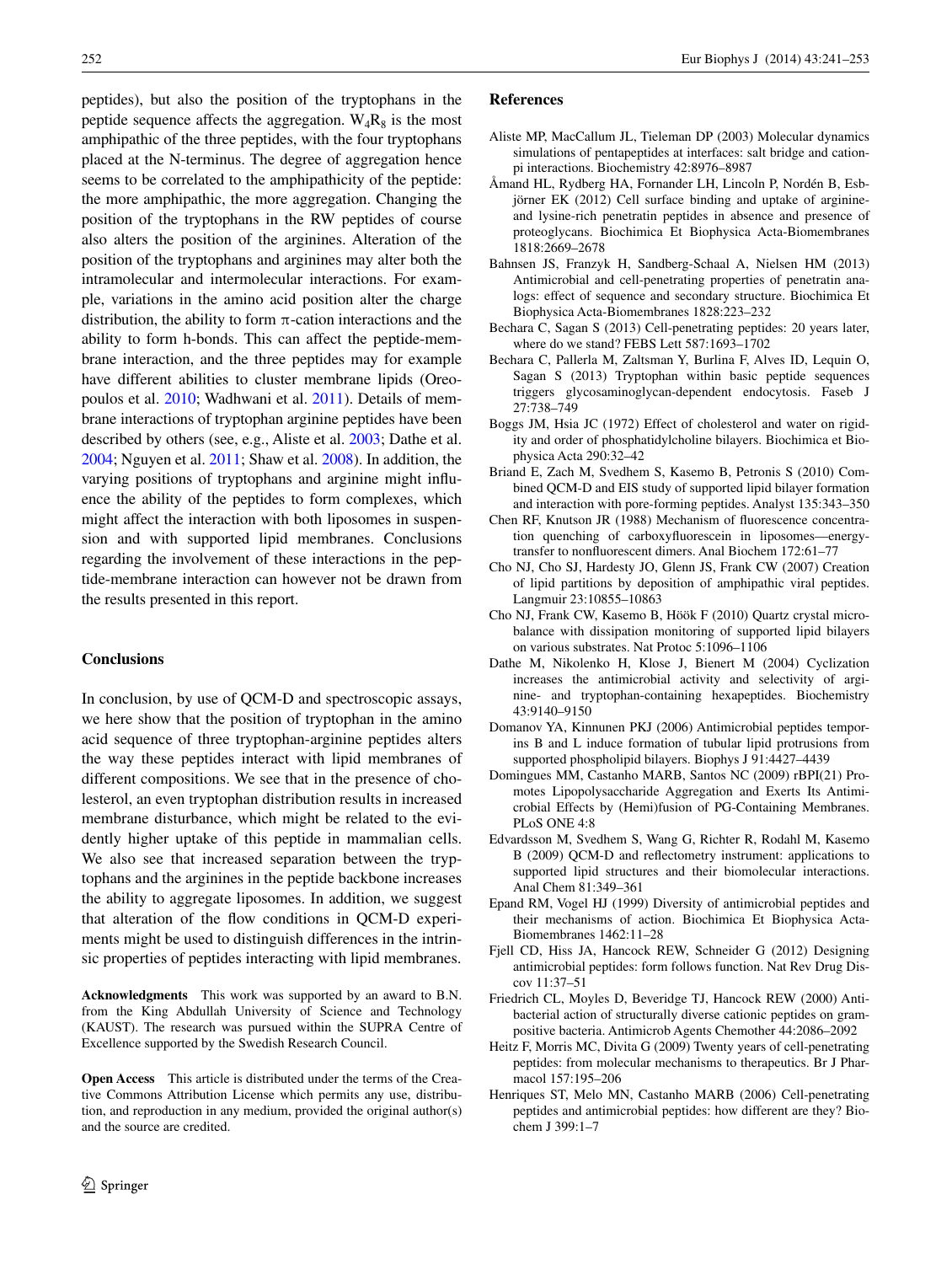peptides), but also the position of the tryptophans in the peptide sequence affects the aggregation. $W_4R_8$ is the most amphipathic of the three peptides, with the four tryptophans placed at the N-terminus. The degree of aggregation hence seems to be correlated to the amphipathicity of the peptide: the more amphipathic, the more aggregation. Changing the position of the tryptophans in the RW peptides of course also alters the position of the arginines. Alteration of the position of the tryptophans and arginines may alter both the intramolecular and intermolecular interactions. For example, variations in the amino acid position alter the charge distribution, the ability to form π-cation interactions and the ability to form h-bonds. This can affect the peptide-membrane interaction, and the three peptides may for example have different abilities to cluster membrane lipids (Oreopoulos et al. 2010; Wadhwani et al. 2011). Details of membrane interactions of tryptophan arginine peptides have been described by others (see, e.g., Aliste et al. 2003; Dathe et al. 2004; Nguyen et al. 2011; Shaw et al. 2008). In addition, the varying positions of tryptophans and arginine might influence the ability of the peptides to form complexes, which might affect the interaction with both liposomes in suspension and with supported lipid membranes. Conclusions regarding the involvement of these interactions in the peptide-membrane interaction can however not be drawn from the results presented in this report.

## Conclusions

In conclusion, by use of QCM-D and spectroscopic assays, we here show that the position of tryptophan in the amino acid sequence of three tryptophan-arginine peptides alters the way these peptides interact with lipid membranes of different compositions. We see that in the presence of cholesterol, an even tryptophan distribution results in increased membrane disturbance, which might be related to the evidently higher uptake of this peptide in mammalian cells. We also see that increased separation between the tryptophans and the arginines in the peptide backbone increases the ability to aggregate liposomes. In addition, we suggest that alteration of the flow conditions in QCM-D experiments might be used to distinguish differences in the intrinsic properties of peptides interacting with lipid membranes.

**Acknowledgments** This work was supported by an award to B.N. from the King Abdullah University of Science and Technology (KAUST). The research was pursued within the SUPRA Centre of Excellence supported by the Swedish Research Council.

**Open Access** This article is distributed under the terms of the Creative Commons Attribution License which permits any use, distribution, and reproduction in any medium, provided the original author(s) and the source are credited.

## References

Aliste MP, MacCallum JL, Tieleman DP (2003) Molecular dynamics simulations of pentapeptides at interfaces: salt bridge and cation-pi interactions. Biochemistry 42:8976–8987

Åmand HL, Rydberg HA, Fornander LH, Lincoln P, Nordén B, Esbjörner EK (2012) Cell surface binding and uptake of arginine- and lysine-rich penetratin peptides in absence and presence of proteoglycans. Biochimica Et Biophysica Acta-Biomembranes 1818:2669–2678

Bahnsen JS, Franzyk H, Sandberg-Schaal A, Nielsen HM (2013) Antimicrobial and cell-penetrating properties of penetratin analogs: effect of sequence and secondary structure. Biochimica Et Biophysica Acta-Biomembranes 1828:223–232

Bechara C, Sagan S (2013) Cell-penetrating peptides: 20 years later, where do we stand? FEBS Lett 587:1693–1702

Bechara C, Pallerla M, Zaltsman Y, Burlina F, Alves ID, Lequin O, Sagan S (2013) Tryptophan within basic peptide sequences triggers glycosaminoglycan-dependent endocytosis. Faseb J 27:738–749

Boggs JM, Hsia JC (1972) Effect of cholesterol and water on rigidity and order of phosphatidylcholine bilayers. Biochimica et Biophysica Acta 290:32–42

Briand E, Zach M, Svedhem S, Kasemo B, Petronis S (2010) Combined QCM-D and EIS study of supported lipid bilayer formation and interaction with pore-forming peptides. Analyst 135:343–350

Chen RF, Knutson JR (1988) Mechanism of fluorescence concentration quenching of carboxyfluorescein in liposomes—energy-transfer to nonfluorescent dimers. Anal Biochem 172:61–77

Cho NJ, Cho SJ, Hardesty JO, Glenn JS, Frank CW (2007) Creation of lipid partitions by deposition of amphipathic viral peptides. Langmuir 23:10855–10863

Cho NJ, Frank CW, Kasemo B, Höök F (2010) Quartz crystal microbalance with dissipation monitoring of supported lipid bilayers on various substrates. Nat Protoc 5:1096–1106

Dathe M, Nikolenko H, Klose J, Bienert M (2004) Cyclization increases the antimicrobial activity and selectivity of arginine- and tryptophan-containing hexapeptides. Biochemistry 43:9140–9150

Domanov YA, Kinnunen PKJ (2006) Antimicrobial peptides temporins B and L induce formation of tubular lipid protrusions from supported phospholipid bilayers. Biophys J 91:4427–4439

Domingues MM, Castanho MARB, Santos NC (2009) rBPI(21) Promotes Lipopolysaccharide Aggregation and Exerts Its Antimicrobial Effects by (Hemi)fusion of PG-Containing Membranes. PLoS ONE 4:8

Edvardsson M, Svedhem S, Wang G, Richter R, Rodahl M, Kasemo B (2009) QCM-D and reflectometry instrument: applications to supported lipid structures and their biomolecular interactions. Anal Chem 81:349–361

Epand RM, Vogel HJ (1999) Diversity of antimicrobial peptides and their mechanisms of action. Biochimica Et Biophysica Acta-Biomembranes 1462:11–28

Fjell CD, Hiss JA, Hancock REW, Schneider G (2012) Designing antimicrobial peptides: form follows function. Nat Rev Drug Discov 11:37–51

Friedrich CL, Moyles D, Beveridge TJ, Hancock REW (2000) Antibacterial action of structurally diverse cationic peptides on gram-positive bacteria. Antimicrob Agents Chemother 44:2086–2092

Heitz F, Morris MC, Divita G (2009) Twenty years of cell-penetrating peptides: from molecular mechanisms to therapeutics. Br J Pharmacol 157:195–206

Henriques ST, Melo MN, Castanho MARB (2006) Cell-penetrating peptides and antimicrobial peptides: how different are they? Biochem J 399:1–7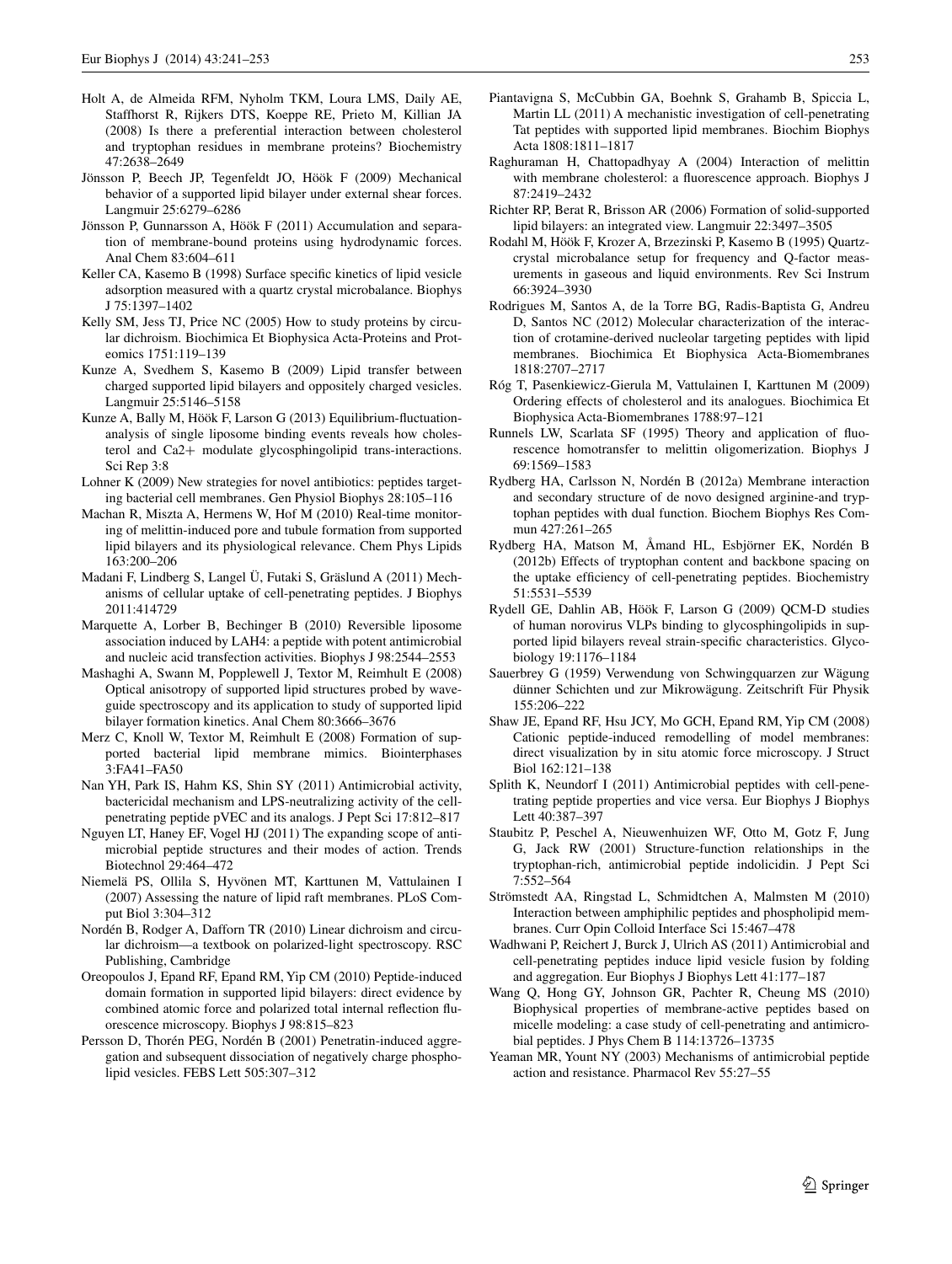Holt A, de Almeida RFM, Nyholm TKM, Loura LMS, Daily AE, Staffhorst R, Rijkers DTS, Koeppe RE, Prieto M, Killian JA (2008) Is there a preferential interaction between cholesterol and tryptophan residues in membrane proteins? Biochemistry 47:2638–2649

Jönsson P, Beech JP, Tegenfeldt JO, Höök F (2009) Mechanical behavior of a supported lipid bilayer under external shear forces. Langmuir 25:6279–6286

Jönsson P, Gunnarsson A, Höök F (2011) Accumulation and separation of membrane-bound proteins using hydrodynamic forces. Anal Chem 83:604–611

Keller CA, Kasemo B (1998) Surface specific kinetics of lipid vesicle adsorption measured with a quartz crystal microbalance. Biophys J 75:1397–1402

Kelly SM, Jess TJ, Price NC (2005) How to study proteins by circular dichroism. Biochimica Et Biophysica Acta-Proteins and Proteomics 1751:119–139

Kunze A, Svedhem S, Kasemo B (2009) Lipid transfer between charged supported lipid bilayers and oppositely charged vesicles. Langmuir 25:5146–5158

Kunze A, Bally M, Höök F, Larson G (2013) Equilibrium-fluctuation-analysis of single liposome binding events reveals how cholesterol and Ca2+ modulate glycosphingolipid trans-interactions. Sci Rep 3:8

Lohner K (2009) New strategies for novel antibiotics: peptides targeting bacterial cell membranes. Gen Physiol Biophys 28:105–116

Machan R, Miszta A, Hermens W, Hof M (2010) Real-time monitoring of melittin-induced pore and tubule formation from supported lipid bilayers and its physiological relevance. Chem Phys Lipids 163:200–206

Madani F, Lindberg S, Langel Ü, Futaki S, Gräslund A (2011) Mechanisms of cellular uptake of cell-penetrating peptides. J Biophys 2011:414729

Marquette A, Lorber B, Bechinger B (2010) Reversible liposome association induced by LAH4: a peptide with potent antimicrobial and nucleic acid transfection activities. Biophys J 98:2544–2553

Mashaghi A, Swann M, Popplewell J, Textor M, Reimhult E (2008) Optical anisotropy of supported lipid structures probed by waveguide spectroscopy and its application to study of supported lipid bilayer formation kinetics. Anal Chem 80:3666–3676

Merz C, Knoll W, Textor M, Reimhult E (2008) Formation of supported bacterial lipid membrane mimics. Biointerphases 3:FA41–FA50

Nan YH, Park IS, Hahm KS, Shin SY (2011) Antimicrobial activity, bactericidal mechanism and LPS-neutralizing activity of the cell-penetrating peptide pVEC and its analogs. J Pept Sci 17:812–817

Nguyen LT, Haney EF, Vogel HJ (2011) The expanding scope of antimicrobial peptide structures and their modes of action. Trends Biotechnol 29:464–472

Niemelä PS, Ollila S, Hyvönen MT, Karttunen M, Vattulainen I (2007) Assessing the nature of lipid raft membranes. PLoS Comput Biol 3:304–312

Nordén B, Rodger A, Dafforn TR (2010) Linear dichroism and circular dichroism—a textbook on polarized-light spectroscopy. RSC Publishing, Cambridge

Oreopoulos J, Epand RF, Epand RM, Yip CM (2010) Peptide-induced domain formation in supported lipid bilayers: direct evidence by combined atomic force and polarized total internal reflection fluorescence microscopy. Biophys J 98:815–823

Persson D, Thorén PEG, Nordén B (2001) Penetratin-induced aggregation and subsequent dissociation of negatively charge phospholipid vesicles. FEBS Lett 505:307–312

Piantavigna S, McCubbin GA, Boehnk S, Grahamb B, Spiccia L, Martin LL (2011) A mechanistic investigation of cell-penetrating Tat peptides with supported lipid membranes. Biochim Biophys Acta 1808:1811–1817

Raghuraman H, Chattopadhyay A (2004) Interaction of melittin with membrane cholesterol: a fluorescence approach. Biophys J 87:2419–2432

Richter RP, Berat R, Brisson AR (2006) Formation of solid-supported lipid bilayers: an integrated view. Langmuir 22:3497–3505

Rodahl M, Höök F, Krozer A, Brzezinski P, Kasemo B (1995) Quartz-crystal microbalance setup for frequency and Q-factor measurements in gaseous and liquid environments. Rev Sci Instrum 66:3924–3930

Rodrigues M, Santos A, de la Torre BG, Radis-Baptista G, Andreu D, Santos NC (2012) Molecular characterization of the interaction of crotamine-derived nucleolar targeting peptides with lipid membranes. Biochimica Et Biophysica Acta-Biomembranes 1818:2707–2717

Róg T, Pasenkiewicz-Gierula M, Vattulainen I, Karttunen M (2009) Ordering effects of cholesterol and its analogues. Biochimica Et Biophysica Acta-Biomembranes 1788:97–121

Runnels LW, Scarlata SF (1995) Theory and application of fluorescence homotransfer to melittin oligomerization. Biophys J 69:1569–1583

Rydberg HA, Carlsson N, Nordén B (2012a) Membrane interaction and secondary structure of de novo designed arginine-and tryptophan peptides with dual function. Biochem Biophys Res Commun 427:261–265

Rydberg HA, Matson M, Åmand HL, Esbjörner EK, Nordén B (2012b) Effects of tryptophan content and backbone spacing on the uptake efficiency of cell-penetrating peptides. Biochemistry 51:5531–5539

Rydell GE, Dahlin AB, Höök F, Larson G (2009) QCM-D studies of human norovirus VLPs binding to glycosphingolipids in supported lipid bilayers reveal strain-specific characteristics. Glycobiology 19:1176–1184

Sauerbrey G (1959) Verwendung von Schwingquarzen zur Wägung dünner Schichten und zur Mikrowägung. Zeitschrift Für Physik 155:206–222

Shaw JE, Epand RF, Hsu JCY, Mo GCH, Epand RM, Yip CM (2008) Cationic peptide-induced remodelling of model membranes: direct visualization by in situ atomic force microscopy. J Struct Biol 162:121–138

Splith K, Neundorf I (2011) Antimicrobial peptides with cell-penetrating peptide properties and vice versa. Eur Biophys J Biophys Lett 40:387–397

Staubitz P, Peschel A, Nieuwenhuizen WF, Otto M, Gotz F, Jung G, Jack RW (2001) Structure-function relationships in the tryptophan-rich, antimicrobial peptide indolicidin. J Pept Sci 7:552–564

Strömstedt AA, Ringstad L, Schmidtchen A, Malmsten M (2010) Interaction between amphiphilic peptides and phospholipid membranes. Curr Opin Colloid Interface Sci 15:467–478

Wadhwani P, Reichert J, Burck J, Ulrich AS (2011) Antimicrobial and cell-penetrating peptides induce lipid vesicle fusion by folding and aggregation. Eur Biophys J Biophys Lett 41:177–187

Wang Q, Hong GY, Johnson GR, Pachter R, Cheung MS (2010) Biophysical properties of membrane-active peptides based on micelle modeling: a case study of cell-penetrating and antimicrobial peptides. J Phys Chem B 114:13726–13735

Yeaman MR, Yount NY (2003) Mechanisms of antimicrobial peptide action and resistance. Pharmacol Rev 55:27–55